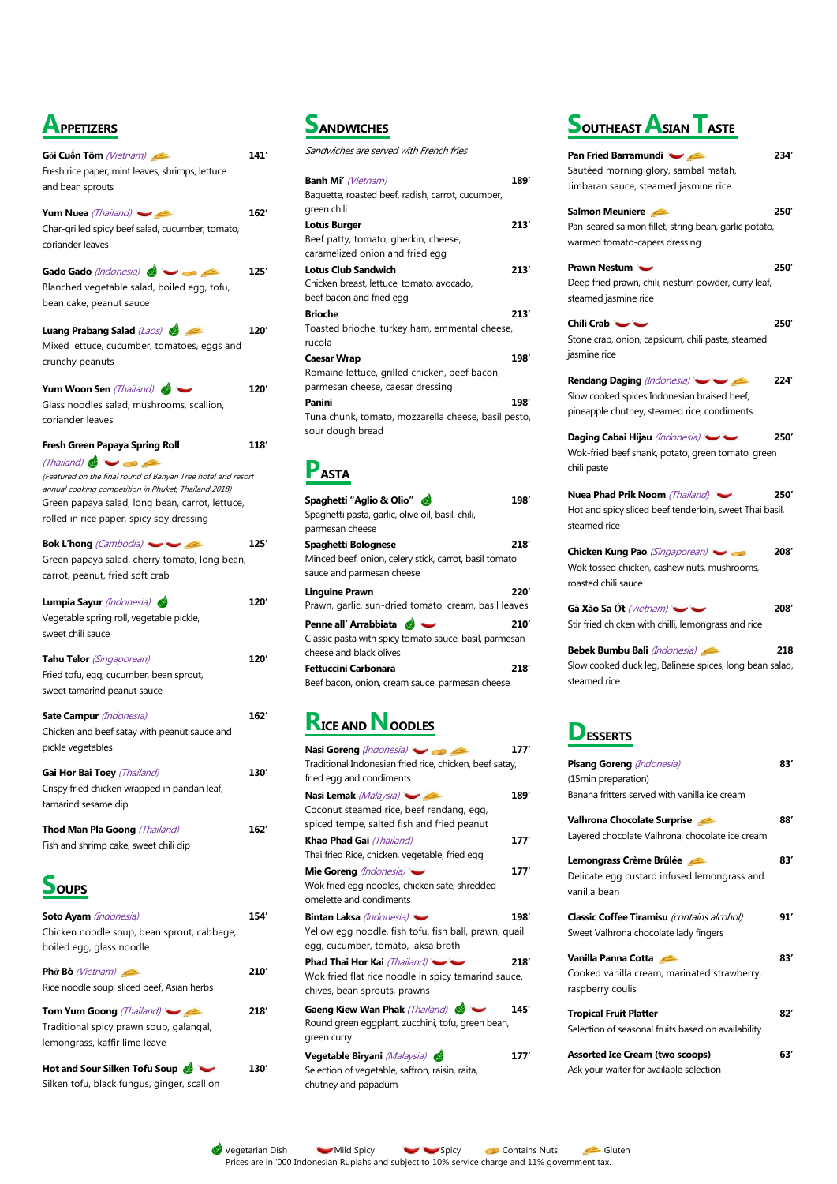## Appetizers

**Gỏi Cuốn Tôm** *(Vietnam)* — 141'
Fresh rice paper, mint leaves, shrimps, lettuce and bean sprouts

**Yum Nuea** *(Thailand)* — 162'
Char-grilled spicy beef salad, cucumber, tomato, coriander leaves

**Gado Gado** *(Indonesia)* — 125'
Blanched vegetable salad, boiled egg, tofu, bean cake, peanut sauce

**Luang Prabang Salad** *(Laos)* — 120'
Mixed lettuce, cucumber, tomatoes, eggs and crunchy peanuts

**Yum Woon Sen** *(Thailand)* — 120'
Glass noodles salad, mushrooms, scallion, coriander leaves

**Fresh Green Papaya Spring Roll** *(Thailand)* — 118'
*(Featured on the final round of Banyan Tree hotel and resort annual cooking competition in Phuket, Thailand 2018)*
Green papaya salad, long bean, carrot, lettuce, rolled in rice paper, spicy soy dressing

**Bok L'hong** *(Cambodia)* — 125'
Green papaya salad, cherry tomato, long bean, carrot, peanut, fried soft crab

**Lumpia Sayur** *(Indonesia)* — 120'
Vegetable spring roll, vegetable pickle, sweet chili sauce

**Tahu Telor** *(Singaporean)* — 120'
Fried tofu, egg, cucumber, bean sprout, sweet tamarind peanut sauce

**Sate Campur** *(Indonesia)* — 162'
Chicken and beef satay with peanut sauce and pickle vegetables

**Gai Hor Bai Toey** *(Thailand)* — 130'
Crispy fried chicken wrapped in pandan leaf, tamarind sesame dip

**Thod Man Pla Goong** *(Thailand)* — 162'
Fish and shrimp cake, sweet chili dip

## Soups

**Soto Ayam** *(Indonesia)* — 154'
Chicken noodle soup, bean sprout, cabbage, boiled egg, glass noodle

**Phở Bò** *(Vietnam)* — 210'
Rice noodle soup, sliced beef, Asian herbs

**Tom Yum Goong** *(Thailand)* — 218'
Traditional spicy prawn soup, galangal, lemongrass, kaffir lime leave

**Hot and Sour Silken Tofu Soup** — 130'
Silken tofu, black fungus, ginger, scallion

## Sandwiches

*Sandwiches are served with French fries*

**Banh Mi'** *(Vietnam)* — 189'
Baguette, roasted beef, radish, carrot, cucumber, green chili

**Lotus Burger** — 213'
Beef patty, tomato, gherkin, cheese, caramelized onion and fried egg

**Lotus Club Sandwich** — 213'
Chicken breast, lettuce, tomato, avocado, beef bacon and fried egg

**Brioche** — 213'
Toasted brioche, turkey ham, emmental cheese, rucola

**Caesar Wrap** — 198'
Romaine lettuce, grilled chicken, beef bacon, parmesan cheese, caesar dressing

**Panini** — 198'
Tuna chunk, tomato, mozzarella cheese, basil pesto, sour dough bread

## Pasta

**Spaghetti "Aglio & Olio"** — 198'
Spaghetti pasta, garlic, olive oil, basil, chili, parmesan cheese

**Spaghetti Bolognese** — 218'
Minced beef, onion, celery stick, carrot, basil tomato sauce and parmesan cheese

**Linguine Prawn** — 220'
Prawn, garlic, sun-dried tomato, cream, basil leaves

**Penne all' Arrabbiata** — 210'
Classic pasta with spicy tomato sauce, basil, parmesan cheese and black olives

**Fettuccini Carbonara** — 218'
Beef bacon, onion, cream sauce, parmesan cheese

## Rice and Noodles

**Nasi Goreng** *(Indonesia)* — 177'
Traditional Indonesian fried rice, chicken, beef satay, fried egg and condiments

**Nasi Lemak** *(Malaysia)* — 189'
Coconut steamed rice, beef rendang, egg, spiced tempe, salted fish and fried peanut

**Khao Phad Gai** *(Thailand)* — 177'
Thai fried Rice, chicken, vegetable, fried egg

**Mie Goreng** *(Indonesia)* — 177'
Wok fried egg noodles, chicken sate, shredded omelette and condiments

**Bintan Laksa** *(Indonesia)* — 198'
Yellow egg noodle, fish tofu, fish ball, prawn, quail egg, cucumber, tomato, laksa broth

**Phad Thai Hor Kai** *(Thailand)* — 218'
Wok fried flat rice noodle in spicy tamarind sauce, chives, bean sprouts, prawns

**Gaeng Kiew Wan Phak** *(Thailand)* — 145'
Round green eggplant, zucchini, tofu, green bean, green curry

**Vegetable Biryani** *(Malaysia)* — 177'
Selection of vegetable, saffron, raisin, raita, chutney and papadum

## Southeast Asian Taste

**Pan Fried Barramundi** — 234'
Sautéed morning glory, sambal matah, Jimbaran sauce, steamed jasmine rice

**Salmon Meuniere** — 250'
Pan-seared salmon fillet, string bean, garlic potato, warmed tomato-capers dressing

**Prawn Nestum** — 250'
Deep fried prawn, chili, nestum powder, curry leaf, steamed jasmine rice

**Chili Crab** — 250'
Stone crab, onion, capsicum, chili paste, steamed jasmine rice

**Rendang Daging** *(Indonesia)* — 224'
Slow cooked spices Indonesian braised beef, pineapple chutney, steamed rice, condiments

**Daging Cabai Hijau** *(Indonesia)* — 250'
Wok-fried beef shank, potato, green tomato, green chili paste

**Nuea Phad Prik Noom** *(Thailand)* — 250'
Hot and spicy sliced beef tenderloin, sweet Thai basil, steamed rice

**Chicken Kung Pao** *(Singaporean)* — 208'
Wok tossed chicken, cashew nuts, mushrooms, roasted chili sauce

**Gà Xào Sa Ớt** *(Vietnam)* — 208'
Stir fried chicken with chilli, lemongrass and rice

**Bebek Bumbu Bali** *(Indonesia)* — 218
Slow cooked duck leg, Balinese spices, long bean salad, steamed rice

## Desserts

**Pisang Goreng** *(Indonesia)* — 83'
(15min preparation)
Banana fritters served with vanilla ice cream

**Valhrona Chocolate Surprise** — 88'
Layered chocolate Valhrona, chocolate ice cream

**Lemongrass Crème Brûlée** — 83'
Delicate egg custard infused lemongrass and vanilla bean

**Classic Coffee Tiramisu** *(contains alcohol)* — 91'
Sweet Valhrona chocolate lady fingers

**Vanilla Panna Cotta** — 83'
Cooked vanilla cream, marinated strawberry, raspberry coulis

**Tropical Fruit Platter** — 82'
Selection of seasonal fruits based on availability

**Assorted Ice Cream (two scoops)** — 63'
Ask your waiter for available selection

Vegetarian Dish | Mild Spicy | Spicy | Contains Nuts | Gluten

Prices are in '000 Indonesian Rupiahs and subject to 10% service charge and 11% government tax.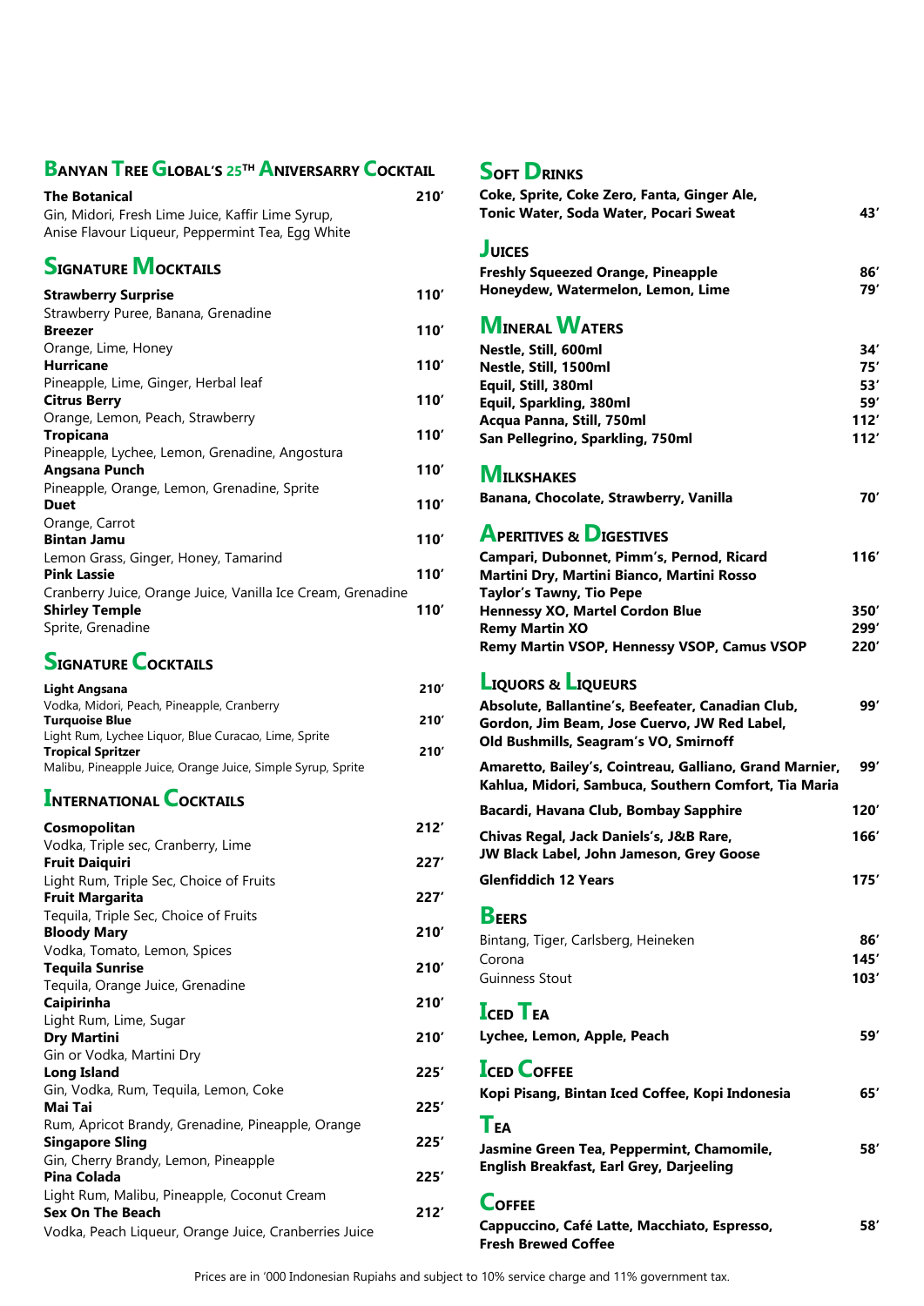## Banyan Tree Global's 25th Aniversarry Cocktail

**The Botanical** 210'
Gin, Midori, Fresh Lime Juice, Kaffir Lime Syrup, Anise Flavour Liqueur, Peppermint Tea, Egg White

## Signature Mocktails

**Strawberry Surprise** 110'
Strawberry Puree, Banana, Grenadine

**Breezer** 110'
Orange, Lime, Honey

**Hurricane** 110'
Pineapple, Lime, Ginger, Herbal leaf

**Citrus Berry** 110'
Orange, Lemon, Peach, Strawberry

**Tropicana** 110'
Pineapple, Lychee, Lemon, Grenadine, Angostura

**Angsana Punch** 110'
Pineapple, Orange, Lemon, Grenadine, Sprite

**Duet** 110'
Orange, Carrot

**Bintan Jamu** 110'
Lemon Grass, Ginger, Honey, Tamarind

**Pink Lassie** 110'
Cranberry Juice, Orange Juice, Vanilla Ice Cream, Grenadine

**Shirley Temple** 110'
Sprite, Grenadine

## Signature Cocktails

**Light Angsana** 210'
Vodka, Midori, Peach, Pineapple, Cranberry

**Turquoise Blue** 210'
Light Rum, Lychee Liquor, Blue Curacao, Lime, Sprite

**Tropical Spritzer** 210'
Malibu, Pineapple Juice, Orange Juice, Simple Syrup, Sprite

## International Cocktails

**Cosmopolitan** 212'
Vodka, Triple sec, Cranberry, Lime

**Fruit Daiquiri** 227'
Light Rum, Triple Sec, Choice of Fruits

**Fruit Margarita** 227'
Tequila, Triple Sec, Choice of Fruits

**Bloody Mary** 210'
Vodka, Tomato, Lemon, Spices

**Tequila Sunrise** 210'
Tequila, Orange Juice, Grenadine

**Caipirinha** 210'
Light Rum, Lime, Sugar

**Dry Martini** 210'
Gin or Vodka, Martini Dry

**Long Island** 225'
Gin, Vodka, Rum, Tequila, Lemon, Coke

**Mai Tai** 225'
Rum, Apricot Brandy, Grenadine, Pineapple, Orange

**Singapore Sling** 225'
Gin, Cherry Brandy, Lemon, Pineapple

**Pina Colada** 225'
Light Rum, Malibu, Pineapple, Coconut Cream

**Sex On The Beach** 212'
Vodka, Peach Liqueur, Orange Juice, Cranberries Juice

## Soft Drinks

**Coke, Sprite, Coke Zero, Fanta, Ginger Ale, Tonic Water, Soda Water, Pocari Sweat** 43'

## Juices

**Freshly Squeezed Orange, Pineapple** 86'
**Honeydew, Watermelon, Lemon, Lime** 79'

## Mineral Waters

**Nestle, Still, 600ml** 34'
**Nestle, Still, 1500ml** 75'
**Equil, Still, 380ml** 53'
**Equil, Sparkling, 380ml** 59'
**Acqua Panna, Still, 750ml** 112'
**San Pellegrino, Sparkling, 750ml** 112'

## Milkshakes

**Banana, Chocolate, Strawberry, Vanilla** 70'

## Aperitives & Digestives

**Campari, Dubonnet, Pimm's, Pernod, Ricard Martini Dry, Martini Bianco, Martini Rosso Taylor's Tawny, Tio Pepe** 116'
**Hennessy XO, Martel Cordon Blue** 350'
**Remy Martin XO** 299'
**Remy Martin VSOP, Hennessy VSOP, Camus VSOP** 220'

## Liquors & Liqueurs

**Absolute, Ballantine's, Beefeater, Canadian Club, Gordon, Jim Beam, Jose Cuervo, JW Red Label, Old Bushmills, Seagram's VO, Smirnoff** 99'

**Amaretto, Bailey's, Cointreau, Galliano, Grand Marnier, Kahlua, Midori, Sambuca, Southern Comfort, Tia Maria** 99'

**Bacardi, Havana Club, Bombay Sapphire** 120'

**Chivas Regal, Jack Daniels's, J&B Rare, JW Black Label, John Jameson, Grey Goose** 166'

**Glenfiddich 12 Years** 175'

## Beers

Bintang, Tiger, Carlsberg, Heineken 86'
Corona 145'
Guinness Stout 103'

## Iced Tea

**Lychee, Lemon, Apple, Peach** 59'

## Iced Coffee

**Kopi Pisang, Bintan Iced Coffee, Kopi Indonesia** 65'

## Tea

**Jasmine Green Tea, Peppermint, Chamomile, English Breakfast, Earl Grey, Darjeeling** 58'

## Coffee

**Cappuccino, Café Latte, Macchiato, Espresso, Fresh Brewed Coffee** 58'

Prices are in '000 Indonesian Rupiahs and subject to 10% service charge and 11% government tax.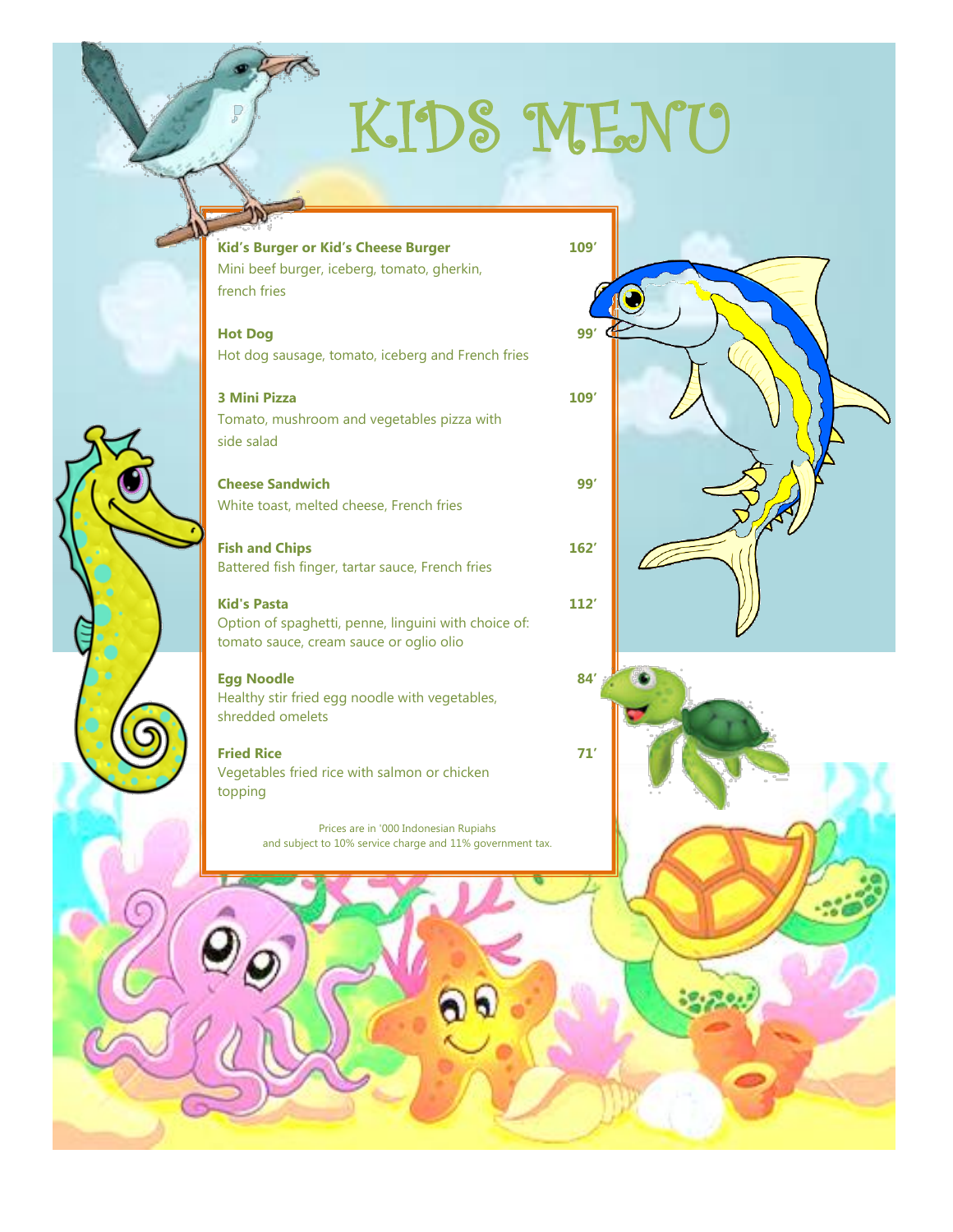# KIDS MENU

**Kid's Burger or Kid's Cheese Burger** **109'**
Mini beef burger, iceberg, tomato, gherkin, french fries

**Hot Dog** **99'**
Hot dog sausage, tomato, iceberg and French fries

**3 Mini Pizza** **109'**
Tomato, mushroom and vegetables pizza with side salad

**Cheese Sandwich** **99'**
White toast, melted cheese, French fries

**Fish and Chips** **162'**
Battered fish finger, tartar sauce, French fries

**Kid's Pasta** **112'**
Option of spaghetti, penne, linguini with choice of: tomato sauce, cream sauce or oglio olio

**Egg Noodle** **84'**
Healthy stir fried egg noodle with vegetables, shredded omelets

**Fried Rice** **71'**
Vegetables fried rice with salmon or chicken topping

Prices are in '000 Indonesian Rupiahs and subject to 10% service charge and 11% government tax.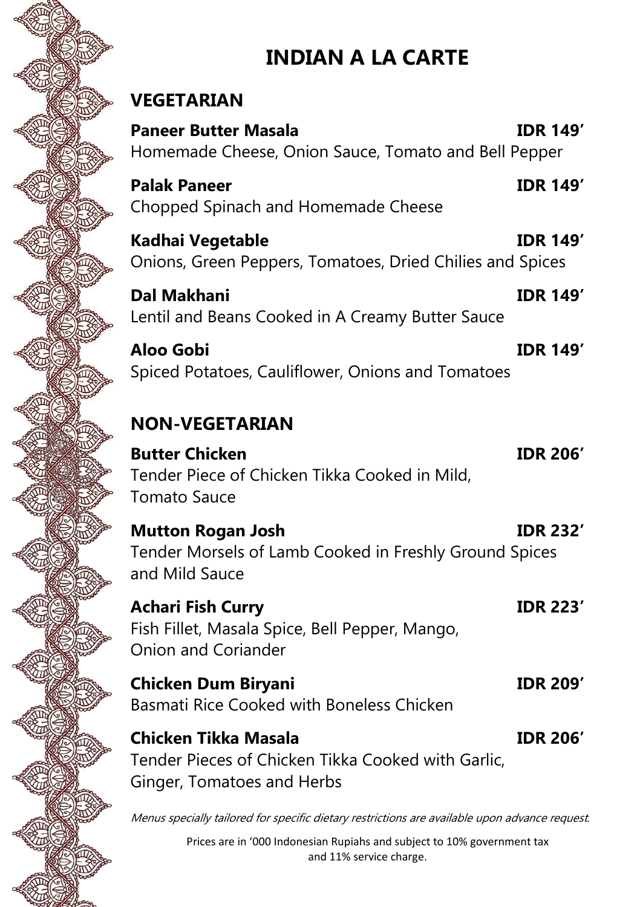# INDIAN A LA CARTE

## VEGETARIAN

**Paneer Butter Masala** **IDR 149'**
Homemade Cheese, Onion Sauce, Tomato and Bell Pepper

**Palak Paneer** **IDR 149'**
Chopped Spinach and Homemade Cheese

**Kadhai Vegetable** **IDR 149'**
Onions, Green Peppers, Tomatoes, Dried Chilies and Spices

**Dal Makhani** **IDR 149'**
Lentil and Beans Cooked in A Creamy Butter Sauce

**Aloo Gobi** **IDR 149'**
Spiced Potatoes, Cauliflower, Onions and Tomatoes

## NON-VEGETARIAN

**Butter Chicken** **IDR 206'**
Tender Piece of Chicken Tikka Cooked in Mild, Tomato Sauce

**Mutton Rogan Josh** **IDR 232'**
Tender Morsels of Lamb Cooked in Freshly Ground Spices and Mild Sauce

**Achari Fish Curry** **IDR 223'**
Fish Fillet, Masala Spice, Bell Pepper, Mango, Onion and Coriander

**Chicken Dum Biryani** **IDR 209'**
Basmati Rice Cooked with Boneless Chicken

**Chicken Tikka Masala** **IDR 206'**
Tender Pieces of Chicken Tikka Cooked with Garlic, Ginger, Tomatoes and Herbs

*Menus specially tailored for specific dietary restrictions are available upon advance request.*

Prices are in '000 Indonesian Rupiahs and subject to 10% government tax and 11% service charge.